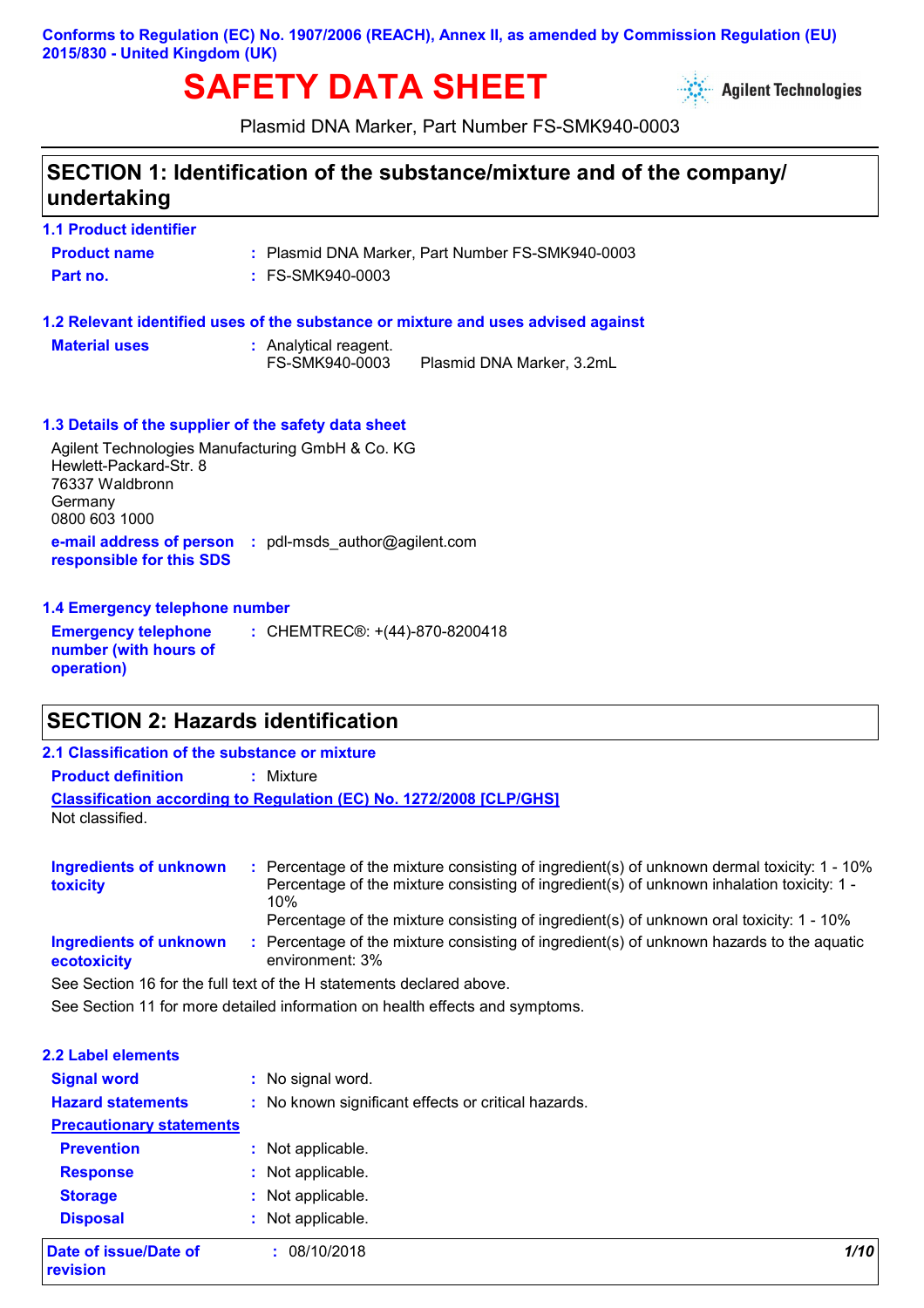**Conforms to Regulation (EC) No. 1907/2006 (REACH), Annex II, as amended by Commission Regulation (EU) 2015/830 - United Kingdom (UK)**

# SAFETY DATA SHEET

Agilent Technologies

Plasmid DNA Marker, Part Number FS-SMK940-0003

## SECTION 1: Identification of the substance/mixture and of the company/ undertaking

### 1.1 Product identifier

**Product name** : Plasmid DNA Marker, Part Number FS-SMK940-0003

**Part no.** : FS-SMK940-0003

### 1.2 Relevant identified uses of the substance or mixture and uses advised against

**Material uses** : Analytical reagent.
FS-SMK940-0003 Plasmid DNA Marker, 3.2mL

### 1.3 Details of the supplier of the safety data sheet

Agilent Technologies Manufacturing GmbH & Co. KG
Hewlett-Packard-Str. 8
76337 Waldbronn
Germany
0800 603 1000

**e-mail address of person responsible for this SDS** : pdl-msds_author@agilent.com

### 1.4 Emergency telephone number

**Emergency telephone number (with hours of operation)** : CHEMTREC®: +(44)-870-8200418

## SECTION 2: Hazards identification

### 2.1 Classification of the substance or mixture

**Product definition** : Mixture

**Classification according to Regulation (EC) No. 1272/2008 [CLP/GHS]**

Not classified.

**Ingredients of unknown toxicity** : Percentage of the mixture consisting of ingredient(s) of unknown dermal toxicity: 1 - 10%
Percentage of the mixture consisting of ingredient(s) of unknown inhalation toxicity: 1 - 10%
Percentage of the mixture consisting of ingredient(s) of unknown oral toxicity: 1 - 10%

**Ingredients of unknown ecotoxicity** : Percentage of the mixture consisting of ingredient(s) of unknown hazards to the aquatic environment: 3%

See Section 16 for the full text of the H statements declared above.

See Section 11 for more detailed information on health effects and symptoms.

### 2.2 Label elements

**Signal word** : No signal word.

**Hazard statements** : No known significant effects or critical hazards.

**Precautionary statements**

**Prevention** : Not applicable.

**Response** : Not applicable.

**Storage** : Not applicable.

**Disposal** : Not applicable.

**Date of issue/Date of revision** : 08/10/2018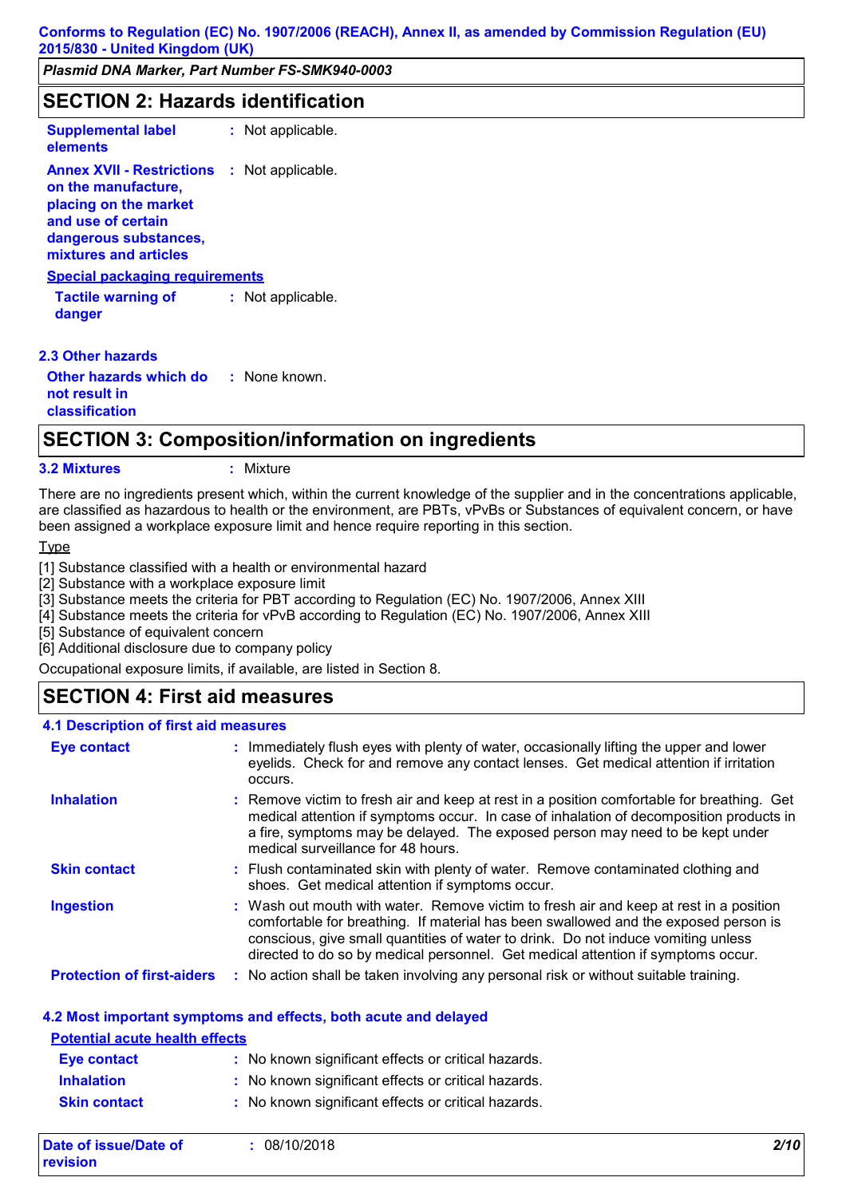## SECTION 2: Hazards identification

**Supplemental label elements** : Not applicable.

**Annex XVII - Restrictions on the manufacture, placing on the market and use of certain dangerous substances, mixtures and articles** : Not applicable.

**Special packaging requirements**

**Tactile warning of danger** : Not applicable.

### 2.3 Other hazards

**Other hazards which do not result in classification** : None known.

## SECTION 3: Composition/information on ingredients

**3.2 Mixtures** : Mixture

There are no ingredients present which, within the current knowledge of the supplier and in the concentrations applicable, are classified as hazardous to health or the environment, are PBTs, vPvBs or Substances of equivalent concern, or have been assigned a workplace exposure limit and hence require reporting in this section.

Type

[1] Substance classified with a health or environmental hazard
[2] Substance with a workplace exposure limit
[3] Substance meets the criteria for PBT according to Regulation (EC) No. 1907/2006, Annex XIII
[4] Substance meets the criteria for vPvB according to Regulation (EC) No. 1907/2006, Annex XIII
[5] Substance of equivalent concern
[6] Additional disclosure due to company policy

Occupational exposure limits, if available, are listed in Section 8.

## SECTION 4: First aid measures

### 4.1 Description of first aid measures

**Eye contact** : Immediately flush eyes with plenty of water, occasionally lifting the upper and lower eyelids. Check for and remove any contact lenses. Get medical attention if irritation occurs.

**Inhalation** : Remove victim to fresh air and keep at rest in a position comfortable for breathing. Get medical attention if symptoms occur. In case of inhalation of decomposition products in a fire, symptoms may be delayed. The exposed person may need to be kept under medical surveillance for 48 hours.

**Skin contact** : Flush contaminated skin with plenty of water. Remove contaminated clothing and shoes. Get medical attention if symptoms occur.

**Ingestion** : Wash out mouth with water. Remove victim to fresh air and keep at rest in a position comfortable for breathing. If material has been swallowed and the exposed person is conscious, give small quantities of water to drink. Do not induce vomiting unless directed to do so by medical personnel. Get medical attention if symptoms occur.

**Protection of first-aiders** : No action shall be taken involving any personal risk or without suitable training.

### 4.2 Most important symptoms and effects, both acute and delayed

**Potential acute health effects**

**Eye contact** : No known significant effects or critical hazards.

**Inhalation** : No known significant effects or critical hazards.

**Skin contact** : No known significant effects or critical hazards.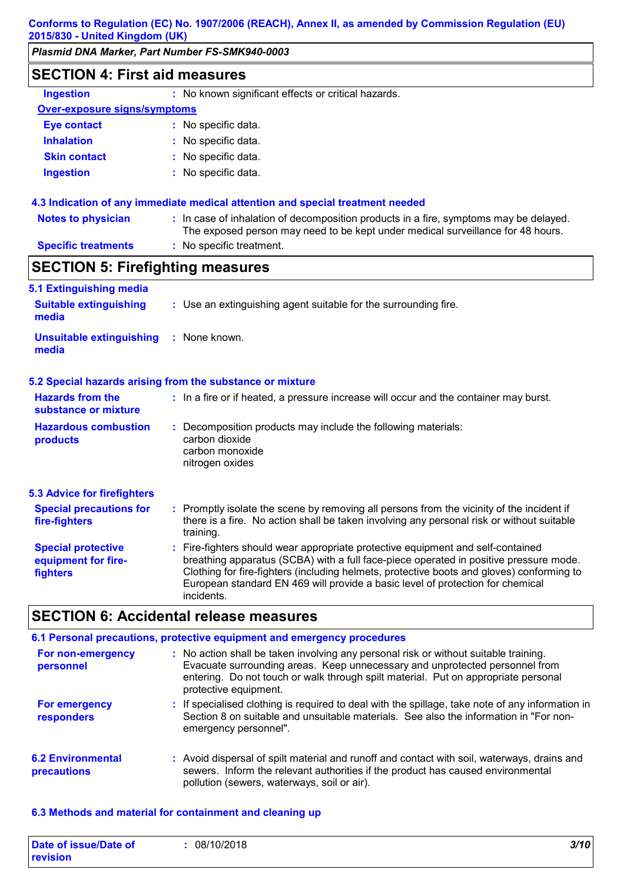## SECTION 4: First aid measures

| | |
|---|---|
| **Ingestion** | No known significant effects or critical hazards. |

**Over-exposure signs/symptoms**

| | |
|---|---|
| **Eye contact** | No specific data. |
| **Inhalation** | No specific data. |
| **Skin contact** | No specific data. |
| **Ingestion** | No specific data. |

### 4.3 Indication of any immediate medical attention and special treatment needed

| | |
|---|---|
| **Notes to physician** | In case of inhalation of decomposition products in a fire, symptoms may be delayed. The exposed person may need to be kept under medical surveillance for 48 hours. |
| **Specific treatments** | No specific treatment. |

## SECTION 5: Firefighting measures

### 5.1 Extinguishing media

| | |
|---|---|
| **Suitable extinguishing media** | Use an extinguishing agent suitable for the surrounding fire. |
| **Unsuitable extinguishing media** | None known. |

### 5.2 Special hazards arising from the substance or mixture

| | |
|---|---|
| **Hazards from the substance or mixture** | In a fire or if heated, a pressure increase will occur and the container may burst. |
| **Hazardous combustion products** | Decomposition products may include the following materials: carbon dioxide, carbon monoxide, nitrogen oxides |

### 5.3 Advice for firefighters

| | |
|---|---|
| **Special precautions for fire-fighters** | Promptly isolate the scene by removing all persons from the vicinity of the incident if there is a fire. No action shall be taken involving any personal risk or without suitable training. |
| **Special protective equipment for fire-fighters** | Fire-fighters should wear appropriate protective equipment and self-contained breathing apparatus (SCBA) with a full face-piece operated in positive pressure mode. Clothing for fire-fighters (including helmets, protective boots and gloves) conforming to European standard EN 469 will provide a basic level of protection for chemical incidents. |

## SECTION 6: Accidental release measures

### 6.1 Personal precautions, protective equipment and emergency procedures

| | |
|---|---|
| **For non-emergency personnel** | No action shall be taken involving any personal risk or without suitable training. Evacuate surrounding areas. Keep unnecessary and unprotected personnel from entering. Do not touch or walk through spilt material. Put on appropriate personal protective equipment. |
| **For emergency responders** | If specialised clothing is required to deal with the spillage, take note of any information in Section 8 on suitable and unsuitable materials. See also the information in "For non-emergency personnel". |

| | |
|---|---|
| **6.2 Environmental precautions** | Avoid dispersal of spilt material and runoff and contact with soil, waterways, drains and sewers. Inform the relevant authorities if the product has caused environmental pollution (sewers, waterways, soil or air). |

### 6.3 Methods and material for containment and cleaning up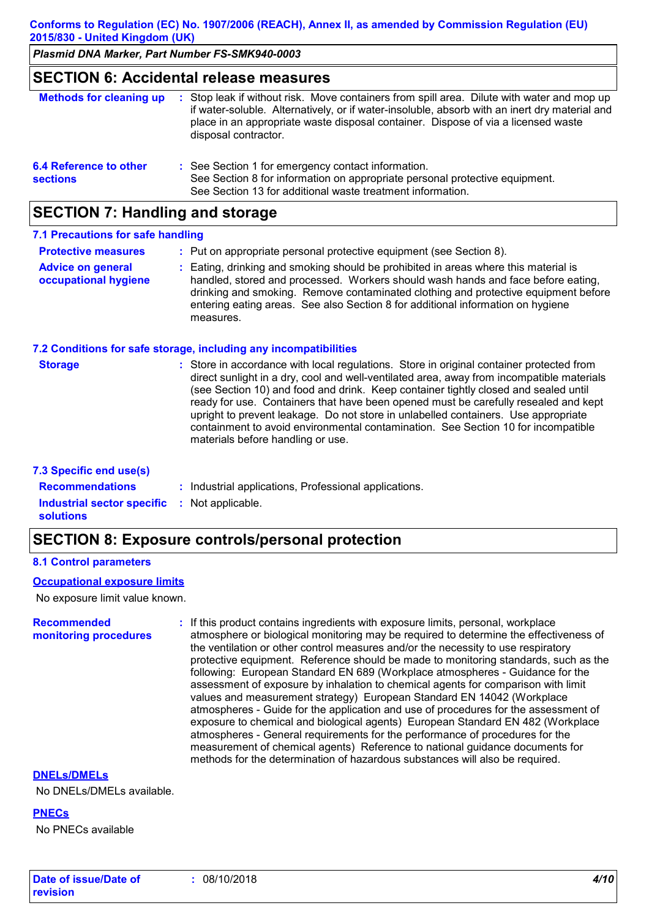## SECTION 6: Accidental release measures

**Methods for cleaning up** : Stop leak if without risk. Move containers from spill area. Dilute with water and mop up if water-soluble. Alternatively, or if water-insoluble, absorb with an inert dry material and place in an appropriate waste disposal container. Dispose of via a licensed waste disposal contractor.

**6.4 Reference to other sections** : See Section 1 for emergency contact information.
See Section 8 for information on appropriate personal protective equipment.
See Section 13 for additional waste treatment information.

## SECTION 7: Handling and storage

### 7.1 Precautions for safe handling

**Protective measures** : Put on appropriate personal protective equipment (see Section 8).

**Advice on general occupational hygiene** : Eating, drinking and smoking should be prohibited in areas where this material is handled, stored and processed. Workers should wash hands and face before eating, drinking and smoking. Remove contaminated clothing and protective equipment before entering eating areas. See also Section 8 for additional information on hygiene measures.

### 7.2 Conditions for safe storage, including any incompatibilities

**Storage** : Store in accordance with local regulations. Store in original container protected from direct sunlight in a dry, cool and well-ventilated area, away from incompatible materials (see Section 10) and food and drink. Keep container tightly closed and sealed until ready for use. Containers that have been opened must be carefully resealed and kept upright to prevent leakage. Do not store in unlabelled containers. Use appropriate containment to avoid environmental contamination. See Section 10 for incompatible materials before handling or use.

### 7.3 Specific end use(s)

**Recommendations** : Industrial applications, Professional applications.

**Industrial sector specific solutions** : Not applicable.

## SECTION 8: Exposure controls/personal protection

### 8.1 Control parameters

**Occupational exposure limits**

No exposure limit value known.

**Recommended monitoring procedures** : If this product contains ingredients with exposure limits, personal, workplace atmosphere or biological monitoring may be required to determine the effectiveness of the ventilation or other control measures and/or the necessity to use respiratory protective equipment. Reference should be made to monitoring standards, such as the following: European Standard EN 689 (Workplace atmospheres - Guidance for the assessment of exposure by inhalation to chemical agents for comparison with limit values and measurement strategy) European Standard EN 14042 (Workplace atmospheres - Guide for the application and use of procedures for the assessment of exposure to chemical and biological agents) European Standard EN 482 (Workplace atmospheres - General requirements for the performance of procedures for the measurement of chemical agents) Reference to national guidance documents for methods for the determination of hazardous substances will also be required.

**DNELs/DMELs**

No DNELs/DMELs available.

**PNECs**

No PNECs available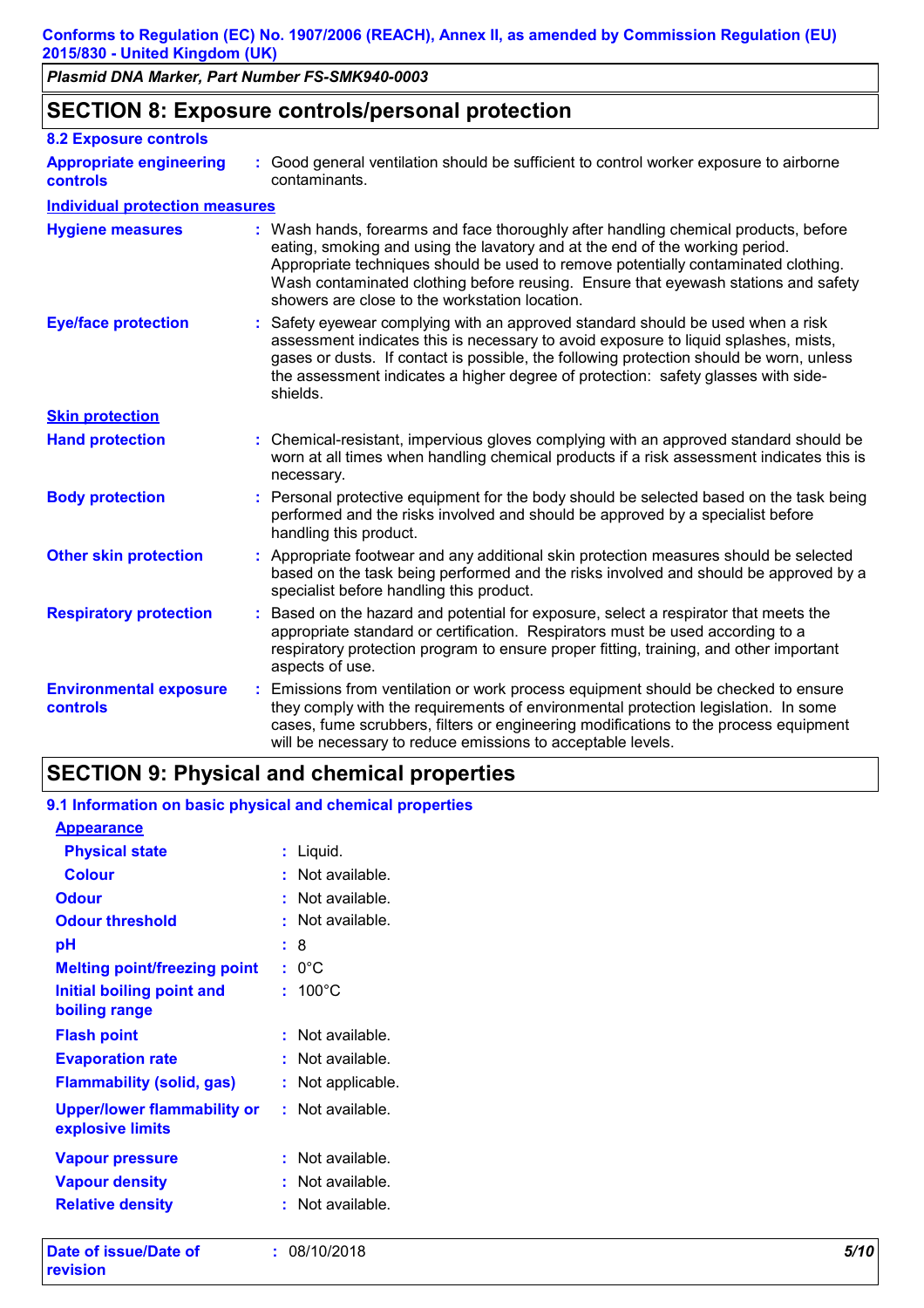## SECTION 8: Exposure controls/personal protection

### 8.2 Exposure controls

**Appropriate engineering controls** : Good general ventilation should be sufficient to control worker exposure to airborne contaminants.

#### Individual protection measures

**Hygiene measures** : Wash hands, forearms and face thoroughly after handling chemical products, before eating, smoking and using the lavatory and at the end of the working period. Appropriate techniques should be used to remove potentially contaminated clothing. Wash contaminated clothing before reusing. Ensure that eyewash stations and safety showers are close to the workstation location.

**Eye/face protection** : Safety eyewear complying with an approved standard should be used when a risk assessment indicates this is necessary to avoid exposure to liquid splashes, mists, gases or dusts. If contact is possible, the following protection should be worn, unless the assessment indicates a higher degree of protection: safety glasses with side-shields.

#### Skin protection

**Hand protection** : Chemical-resistant, impervious gloves complying with an approved standard should be worn at all times when handling chemical products if a risk assessment indicates this is necessary.

**Body protection** : Personal protective equipment for the body should be selected based on the task being performed and the risks involved and should be approved by a specialist before handling this product.

**Other skin protection** : Appropriate footwear and any additional skin protection measures should be selected based on the task being performed and the risks involved and should be approved by a specialist before handling this product.

**Respiratory protection** : Based on the hazard and potential for exposure, select a respirator that meets the appropriate standard or certification. Respirators must be used according to a respiratory protection program to ensure proper fitting, training, and other important aspects of use.

**Environmental exposure controls** : Emissions from ventilation or work process equipment should be checked to ensure they comply with the requirements of environmental protection legislation. In some cases, fume scrubbers, filters or engineering modifications to the process equipment will be necessary to reduce emissions to acceptable levels.

## SECTION 9: Physical and chemical properties

### 9.1 Information on basic physical and chemical properties

#### Appearance

**Physical state** : Liquid.

**Colour** : Not available.

**Odour** : Not available.

**Odour threshold** : Not available.

**pH** : 8

**Melting point/freezing point** : 0°C

**Initial boiling point and boiling range** : 100°C

**Flash point** : Not available.

**Evaporation rate** : Not available.

**Flammability (solid, gas)** : Not applicable.

**Upper/lower flammability or explosive limits** : Not available.

**Vapour pressure** : Not available.

**Vapour density** : Not available.

**Relative density** : Not available.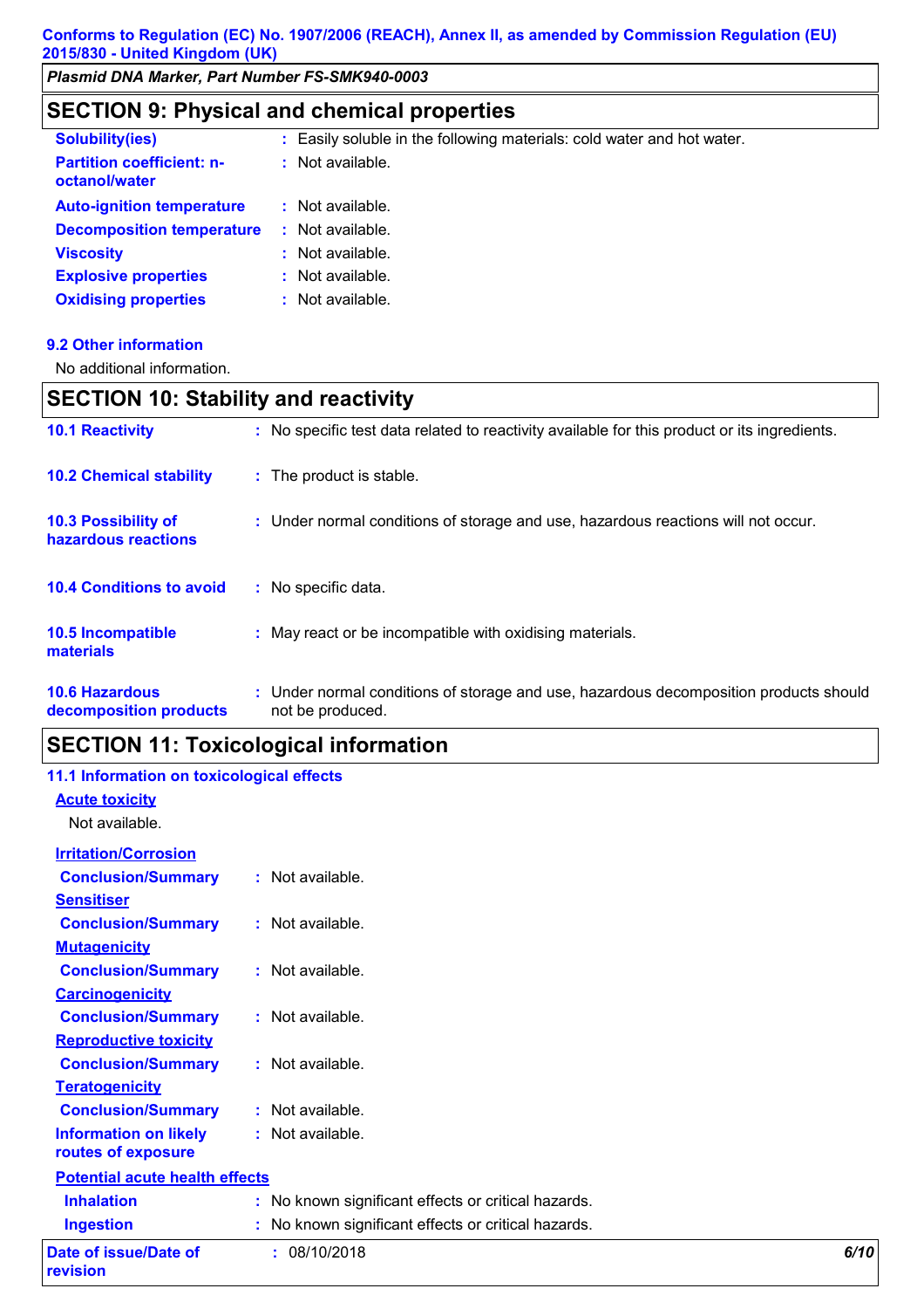## SECTION 9: Physical and chemical properties

| | |
|---|---|
| **Solubility(ies)** | : Easily soluble in the following materials: cold water and hot water. |
| **Partition coefficient: n-octanol/water** | : Not available. |
| **Auto-ignition temperature** | : Not available. |
| **Decomposition temperature** | : Not available. |
| **Viscosity** | : Not available. |
| **Explosive properties** | : Not available. |
| **Oxidising properties** | : Not available. |

### 9.2 Other information

No additional information.

## SECTION 10: Stability and reactivity

| | |
|---|---|
| **10.1 Reactivity** | : No specific test data related to reactivity available for this product or its ingredients. |
| **10.2 Chemical stability** | : The product is stable. |
| **10.3 Possibility of hazardous reactions** | : Under normal conditions of storage and use, hazardous reactions will not occur. |
| **10.4 Conditions to avoid** | : No specific data. |
| **10.5 Incompatible materials** | : May react or be incompatible with oxidising materials. |
| **10.6 Hazardous decomposition products** | : Under normal conditions of storage and use, hazardous decomposition products should not be produced. |

## SECTION 11: Toxicological information

### 11.1 Information on toxicological effects

**Acute toxicity**

Not available.

**Irritation/Corrosion**

**Conclusion/Summary** : Not available.

**Sensitiser**

**Conclusion/Summary** : Not available.

**Mutagenicity**

**Conclusion/Summary** : Not available.

**Carcinogenicity**

**Conclusion/Summary** : Not available.

**Reproductive toxicity**

**Conclusion/Summary** : Not available.

**Teratogenicity**

**Conclusion/Summary** : Not available.

**Information on likely routes of exposure** : Not available.

**Potential acute health effects**

| | |
|---|---|
| **Inhalation** | : No known significant effects or critical hazards. |
| **Ingestion** | : No known significant effects or critical hazards. |

**Date of issue/Date of revision** : 08/10/2018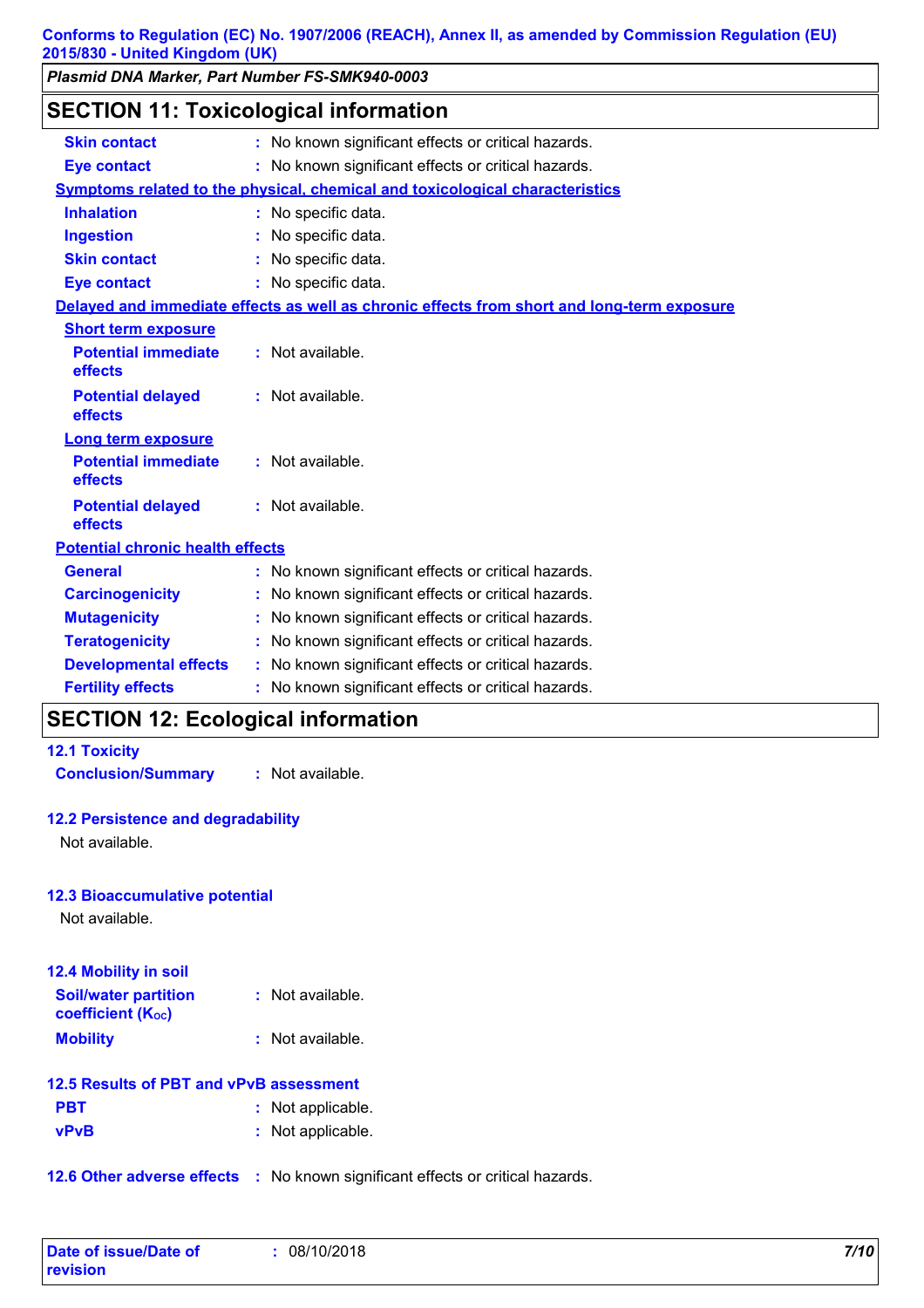## SECTION 11: Toxicological information

**Skin contact** : No known significant effects or critical hazards.

**Eye contact** : No known significant effects or critical hazards.

**Symptoms related to the physical, chemical and toxicological characteristics**

**Inhalation** : No specific data.

**Ingestion** : No specific data.

**Skin contact** : No specific data.

**Eye contact** : No specific data.

**Delayed and immediate effects as well as chronic effects from short and long-term exposure**

**Short term exposure**

**Potential immediate effects** : Not available.

**Potential delayed effects** : Not available.

**Long term exposure**

**Potential immediate effects** : Not available.

**Potential delayed effects** : Not available.

**Potential chronic health effects**

**General** : No known significant effects or critical hazards.

**Carcinogenicity** : No known significant effects or critical hazards.

**Mutagenicity** : No known significant effects or critical hazards.

**Teratogenicity** : No known significant effects or critical hazards.

**Developmental effects** : No known significant effects or critical hazards.

**Fertility effects** : No known significant effects or critical hazards.

## SECTION 12: Ecological information

### 12.1 Toxicity

**Conclusion/Summary** : Not available.

### 12.2 Persistence and degradability

Not available.

### 12.3 Bioaccumulative potential

Not available.

### 12.4 Mobility in soil

**Soil/water partition coefficient ($K_{OC}$)** : Not available.

**Mobility** : Not available.

### 12.5 Results of PBT and vPvB assessment

**PBT** : Not applicable.

**vPvB** : Not applicable.

**12.6 Other adverse effects** : No known significant effects or critical hazards.

**Date of issue/Date of revision** : 08/10/2018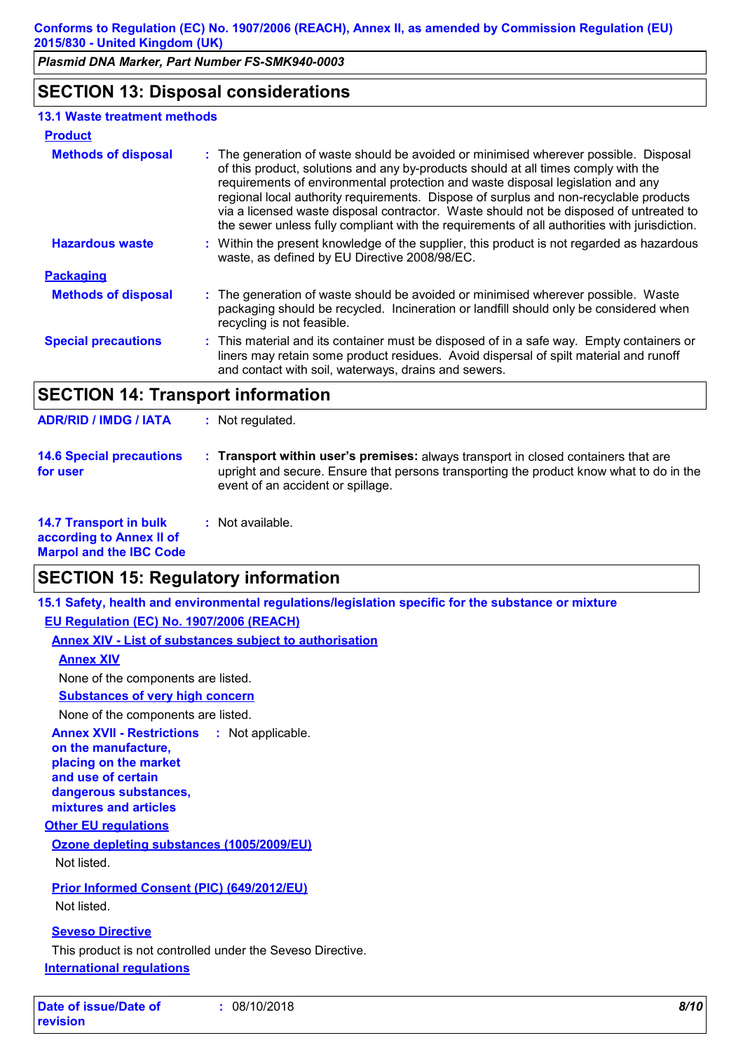## SECTION 13: Disposal considerations

### 13.1 Waste treatment methods

**Product**

**Methods of disposal** : The generation of waste should be avoided or minimised wherever possible. Disposal of this product, solutions and any by-products should at all times comply with the requirements of environmental protection and waste disposal legislation and any regional local authority requirements. Dispose of surplus and non-recyclable products via a licensed waste disposal contractor. Waste should not be disposed of untreated to the sewer unless fully compliant with the requirements of all authorities with jurisdiction.

**Hazardous waste** : Within the present knowledge of the supplier, this product is not regarded as hazardous waste, as defined by EU Directive 2008/98/EC.

**Packaging**

**Methods of disposal** : The generation of waste should be avoided or minimised wherever possible. Waste packaging should be recycled. Incineration or landfill should only be considered when recycling is not feasible.

**Special precautions** : This material and its container must be disposed of in a safe way. Empty containers or liners may retain some product residues. Avoid dispersal of spilt material and runoff and contact with soil, waterways, drains and sewers.

## SECTION 14: Transport information

**ADR/RID / IMDG / IATA** : Not regulated.

**14.6 Special precautions for user** : **Transport within user's premises:** always transport in closed containers that are upright and secure. Ensure that persons transporting the product know what to do in the event of an accident or spillage.

**14.7 Transport in bulk according to Annex II of Marpol and the IBC Code** : Not available.

## SECTION 15: Regulatory information

### 15.1 Safety, health and environmental regulations/legislation specific for the substance or mixture

**EU Regulation (EC) No. 1907/2006 (REACH)**

**Annex XIV - List of substances subject to authorisation**

**Annex XIV**

None of the components are listed.

**Substances of very high concern**

None of the components are listed.

**Annex XVII - Restrictions on the manufacture, placing on the market and use of certain dangerous substances, mixtures and articles** : Not applicable.

**Other EU regulations**

**Ozone depleting substances (1005/2009/EU)**

Not listed.

**Prior Informed Consent (PIC) (649/2012/EU)**

Not listed.

**Seveso Directive**

This product is not controlled under the Seveso Directive.

**International regulations**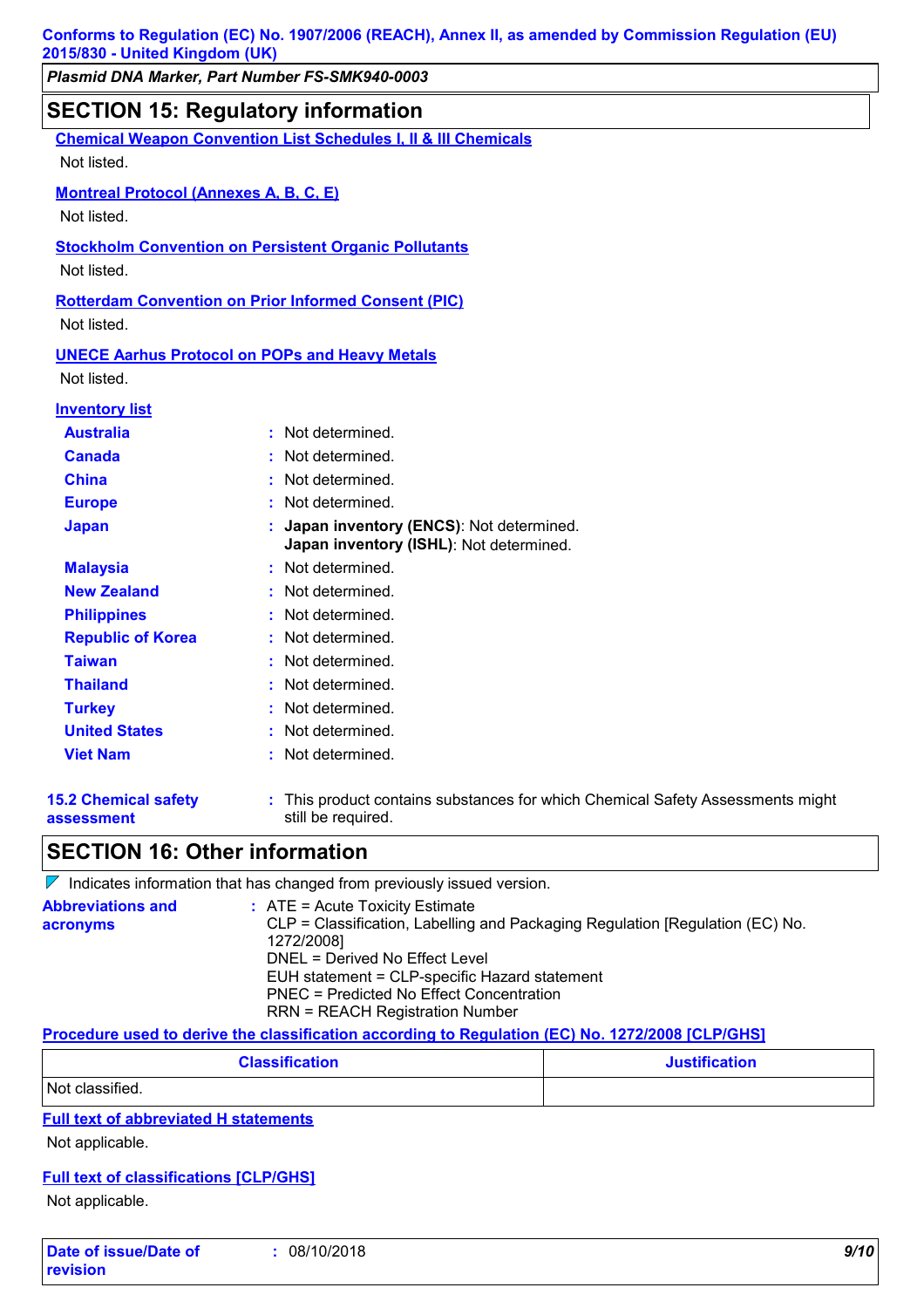## SECTION 15: Regulatory information

**Chemical Weapon Convention List Schedules I, II & III Chemicals**

Not listed.

**Montreal Protocol (Annexes A, B, C, E)**

Not listed.

**Stockholm Convention on Persistent Organic Pollutants**

Not listed.

**Rotterdam Convention on Prior Informed Consent (PIC)**

Not listed.

**UNECE Aarhus Protocol on POPs and Heavy Metals**

Not listed.

**Inventory list**

- **Australia** : Not determined.
- **Canada** : Not determined.
- **China** : Not determined.
- **Europe** : Not determined.
- **Japan** : **Japan inventory (ENCS)**: Not determined.
  **Japan inventory (ISHL)**: Not determined.
- **Malaysia** : Not determined.
- **New Zealand** : Not determined.
- **Philippines** : Not determined.
- **Republic of Korea** : Not determined.
- **Taiwan** : Not determined.
- **Thailand** : Not determined.
- **Turkey** : Not determined.
- **United States** : Not determined.
- **Viet Nam** : Not determined.

**15.2 Chemical safety assessment** : This product contains substances for which Chemical Safety Assessments might still be required.

## SECTION 16: Other information

Indicates information that has changed from previously issued version.

**Abbreviations and acronyms** :
ATE = Acute Toxicity Estimate
CLP = Classification, Labelling and Packaging Regulation [Regulation (EC) No. 1272/2008]
DNEL = Derived No Effect Level
EUH statement = CLP-specific Hazard statement
PNEC = Predicted No Effect Concentration
RRN = REACH Registration Number

**Procedure used to derive the classification according to Regulation (EC) No. 1272/2008 [CLP/GHS]**

| Classification | Justification |
|---|---|
| Not classified. | |

**Full text of abbreviated H statements**

Not applicable.

**Full text of classifications [CLP/GHS]**

Not applicable.

**Date of issue/Date of revision** : 08/10/2018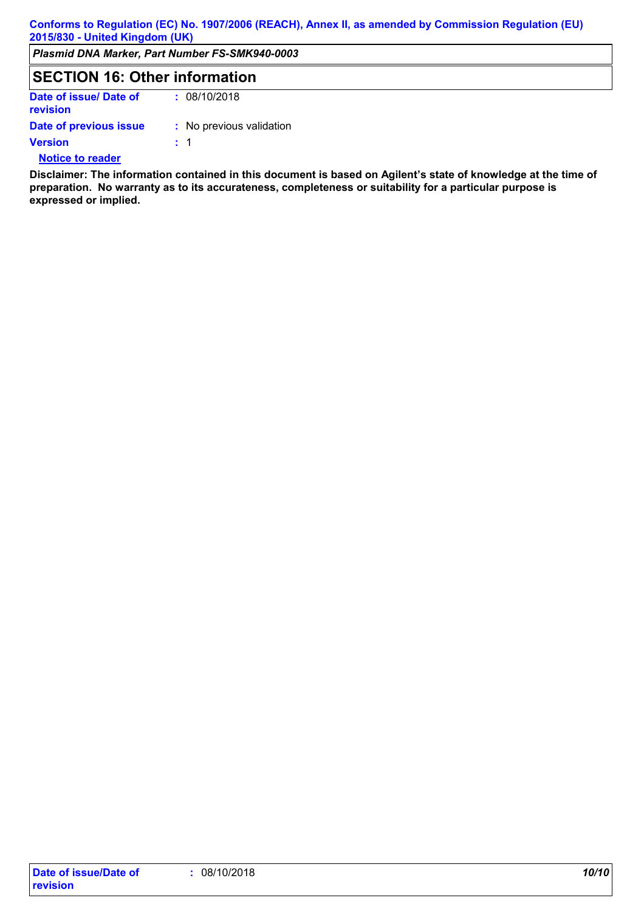## SECTION 16: Other information

| | |
|---|---|
| **Date of issue/ Date of revision** | : 08/10/2018 |
| **Date of previous issue** | : No previous validation |
| **Version** | : 1 |

**Notice to reader**

**Disclaimer: The information contained in this document is based on Agilent's state of knowledge at the time of preparation. No warranty as to its accurateness, completeness or suitability for a particular purpose is expressed or implied.**